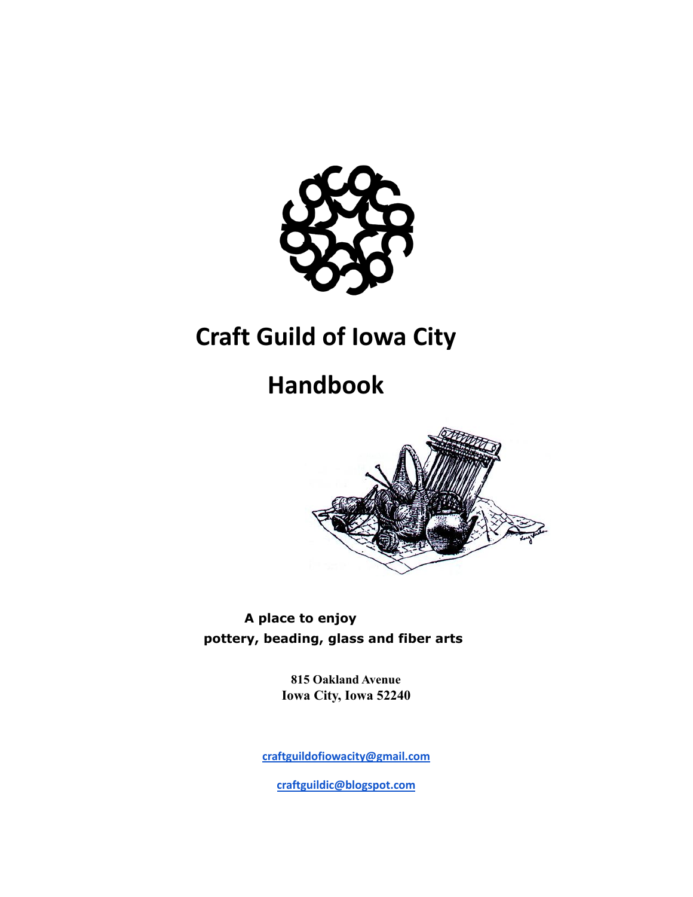# Craft Guild of Iowa City

# Handbook

**A place to enjoy pottery, beading, glass and fiber arts**

**815 Oakland Avenue**
**Iowa City, Iowa 52240**

craftguildofiowacity@gmail.com

craftguildic@blogspot.com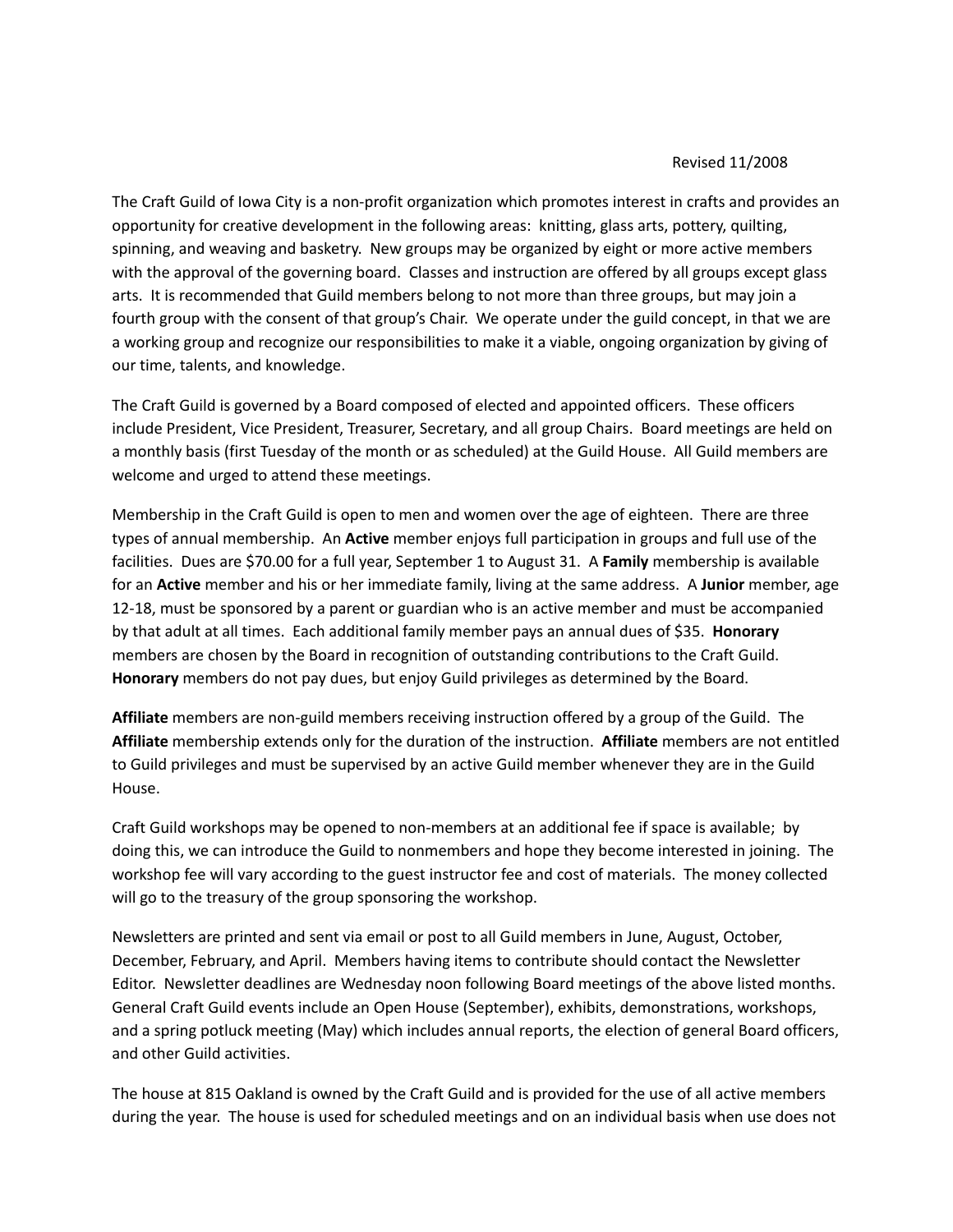Revised 11/2008

The Craft Guild of Iowa City is a non-profit organization which promotes interest in crafts and provides an opportunity for creative development in the following areas: knitting, glass arts, pottery, quilting, spinning, and weaving and basketry. New groups may be organized by eight or more active members with the approval of the governing board. Classes and instruction are offered by all groups except glass arts. It is recommended that Guild members belong to not more than three groups, but may join a fourth group with the consent of that group's Chair. We operate under the guild concept, in that we are a working group and recognize our responsibilities to make it a viable, ongoing organization by giving of our time, talents, and knowledge.

The Craft Guild is governed by a Board composed of elected and appointed officers. These officers include President, Vice President, Treasurer, Secretary, and all group Chairs. Board meetings are held on a monthly basis (first Tuesday of the month or as scheduled) at the Guild House. All Guild members are welcome and urged to attend these meetings.

Membership in the Craft Guild is open to men and women over the age of eighteen. There are three types of annual membership. An **Active** member enjoys full participation in groups and full use of the facilities. Dues are $70.00 for a full year, September 1 to August 31. A **Family** membership is available for an **Active** member and his or her immediate family, living at the same address. A **Junior** member, age 12-18, must be sponsored by a parent or guardian who is an active member and must be accompanied by that adult at all times. Each additional family member pays an annual dues of $35. **Honorary** members are chosen by the Board in recognition of outstanding contributions to the Craft Guild. **Honorary** members do not pay dues, but enjoy Guild privileges as determined by the Board.

**Affiliate** members are non-guild members receiving instruction offered by a group of the Guild. The **Affiliate** membership extends only for the duration of the instruction. **Affiliate** members are not entitled to Guild privileges and must be supervised by an active Guild member whenever they are in the Guild House.

Craft Guild workshops may be opened to non-members at an additional fee if space is available; by doing this, we can introduce the Guild to nonmembers and hope they become interested in joining. The workshop fee will vary according to the guest instructor fee and cost of materials. The money collected will go to the treasury of the group sponsoring the workshop.

Newsletters are printed and sent via email or post to all Guild members in June, August, October, December, February, and April. Members having items to contribute should contact the Newsletter Editor. Newsletter deadlines are Wednesday noon following Board meetings of the above listed months. General Craft Guild events include an Open House (September), exhibits, demonstrations, workshops, and a spring potluck meeting (May) which includes annual reports, the election of general Board officers, and other Guild activities.

The house at 815 Oakland is owned by the Craft Guild and is provided for the use of all active members during the year. The house is used for scheduled meetings and on an individual basis when use does not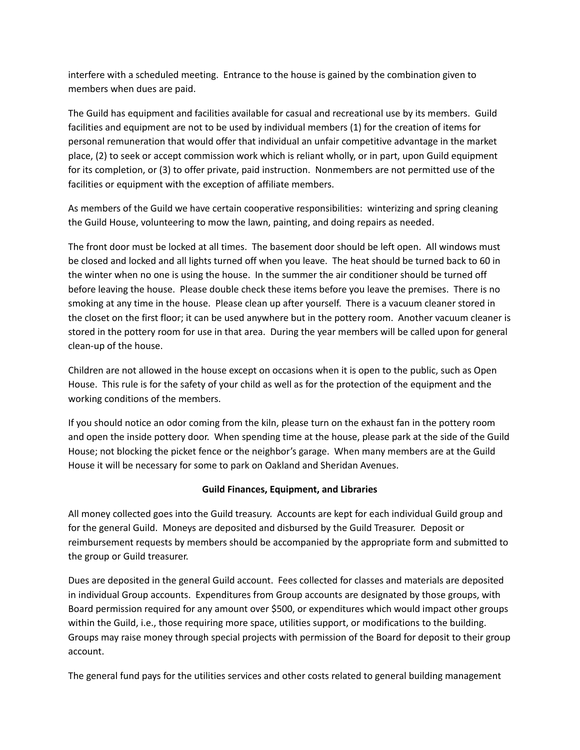interfere with a scheduled meeting. Entrance to the house is gained by the combination given to members when dues are paid.

The Guild has equipment and facilities available for casual and recreational use by its members. Guild facilities and equipment are not to be used by individual members (1) for the creation of items for personal remuneration that would offer that individual an unfair competitive advantage in the market place, (2) to seek or accept commission work which is reliant wholly, or in part, upon Guild equipment for its completion, or (3) to offer private, paid instruction. Nonmembers are not permitted use of the facilities or equipment with the exception of affiliate members.

As members of the Guild we have certain cooperative responsibilities: winterizing and spring cleaning the Guild House, volunteering to mow the lawn, painting, and doing repairs as needed.

The front door must be locked at all times. The basement door should be left open. All windows must be closed and locked and all lights turned off when you leave. The heat should be turned back to 60 in the winter when no one is using the house. In the summer the air conditioner should be turned off before leaving the house. Please double check these items before you leave the premises. There is no smoking at any time in the house. Please clean up after yourself. There is a vacuum cleaner stored in the closet on the first floor; it can be used anywhere but in the pottery room. Another vacuum cleaner is stored in the pottery room for use in that area. During the year members will be called upon for general clean-up of the house.

Children are not allowed in the house except on occasions when it is open to the public, such as Open House. This rule is for the safety of your child as well as for the protection of the equipment and the working conditions of the members.

If you should notice an odor coming from the kiln, please turn on the exhaust fan in the pottery room and open the inside pottery door. When spending time at the house, please park at the side of the Guild House; not blocking the picket fence or the neighbor's garage. When many members are at the Guild House it will be necessary for some to park on Oakland and Sheridan Avenues.

## Guild Finances, Equipment, and Libraries

All money collected goes into the Guild treasury. Accounts are kept for each individual Guild group and for the general Guild. Moneys are deposited and disbursed by the Guild Treasurer. Deposit or reimbursement requests by members should be accompanied by the appropriate form and submitted to the group or Guild treasurer.

Dues are deposited in the general Guild account. Fees collected for classes and materials are deposited in individual Group accounts. Expenditures from Group accounts are designated by those groups, with Board permission required for any amount over $500, or expenditures which would impact other groups within the Guild, i.e., those requiring more space, utilities support, or modifications to the building. Groups may raise money through special projects with permission of the Board for deposit to their group account.

The general fund pays for the utilities services and other costs related to general building management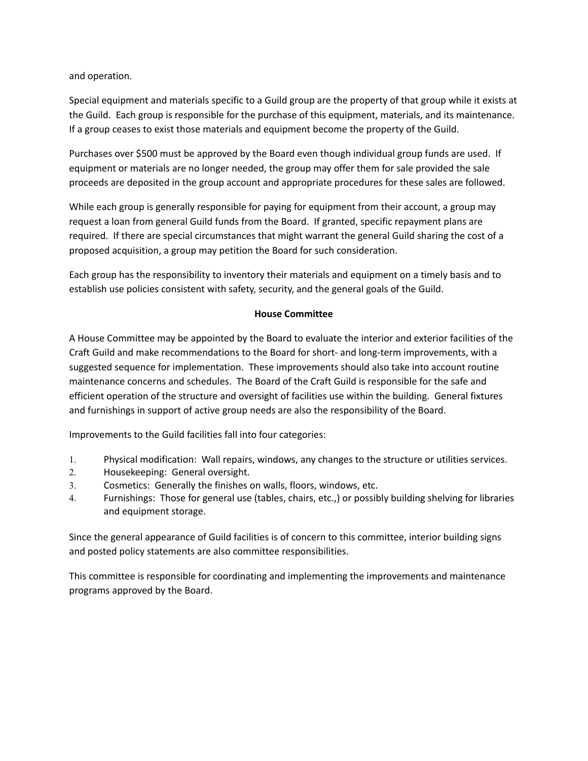and operation.

Special equipment and materials specific to a Guild group are the property of that group while it exists at the Guild. Each group is responsible for the purchase of this equipment, materials, and its maintenance. If a group ceases to exist those materials and equipment become the property of the Guild.

Purchases over $500 must be approved by the Board even though individual group funds are used. If equipment or materials are no longer needed, the group may offer them for sale provided the sale proceeds are deposited in the group account and appropriate procedures for these sales are followed.

While each group is generally responsible for paying for equipment from their account, a group may request a loan from general Guild funds from the Board. If granted, specific repayment plans are required. If there are special circumstances that might warrant the general Guild sharing the cost of a proposed acquisition, a group may petition the Board for such consideration.

Each group has the responsibility to inventory their materials and equipment on a timely basis and to establish use policies consistent with safety, security, and the general goals of the Guild.

**House Committee**

A House Committee may be appointed by the Board to evaluate the interior and exterior facilities of the Craft Guild and make recommendations to the Board for short- and long-term improvements, with a suggested sequence for implementation. These improvements should also take into account routine maintenance concerns and schedules. The Board of the Craft Guild is responsible for the safe and efficient operation of the structure and oversight of facilities use within the building. General fixtures and furnishings in support of active group needs are also the responsibility of the Board.

Improvements to the Guild facilities fall into four categories:

1. Physical modification: Wall repairs, windows, any changes to the structure or utilities services.
2. Housekeeping: General oversight.
3. Cosmetics: Generally the finishes on walls, floors, windows, etc.
4. Furnishings: Those for general use (tables, chairs, etc.,) or possibly building shelving for libraries and equipment storage.

Since the general appearance of Guild facilities is of concern to this committee, interior building signs and posted policy statements are also committee responsibilities.

This committee is responsible for coordinating and implementing the improvements and maintenance programs approved by the Board.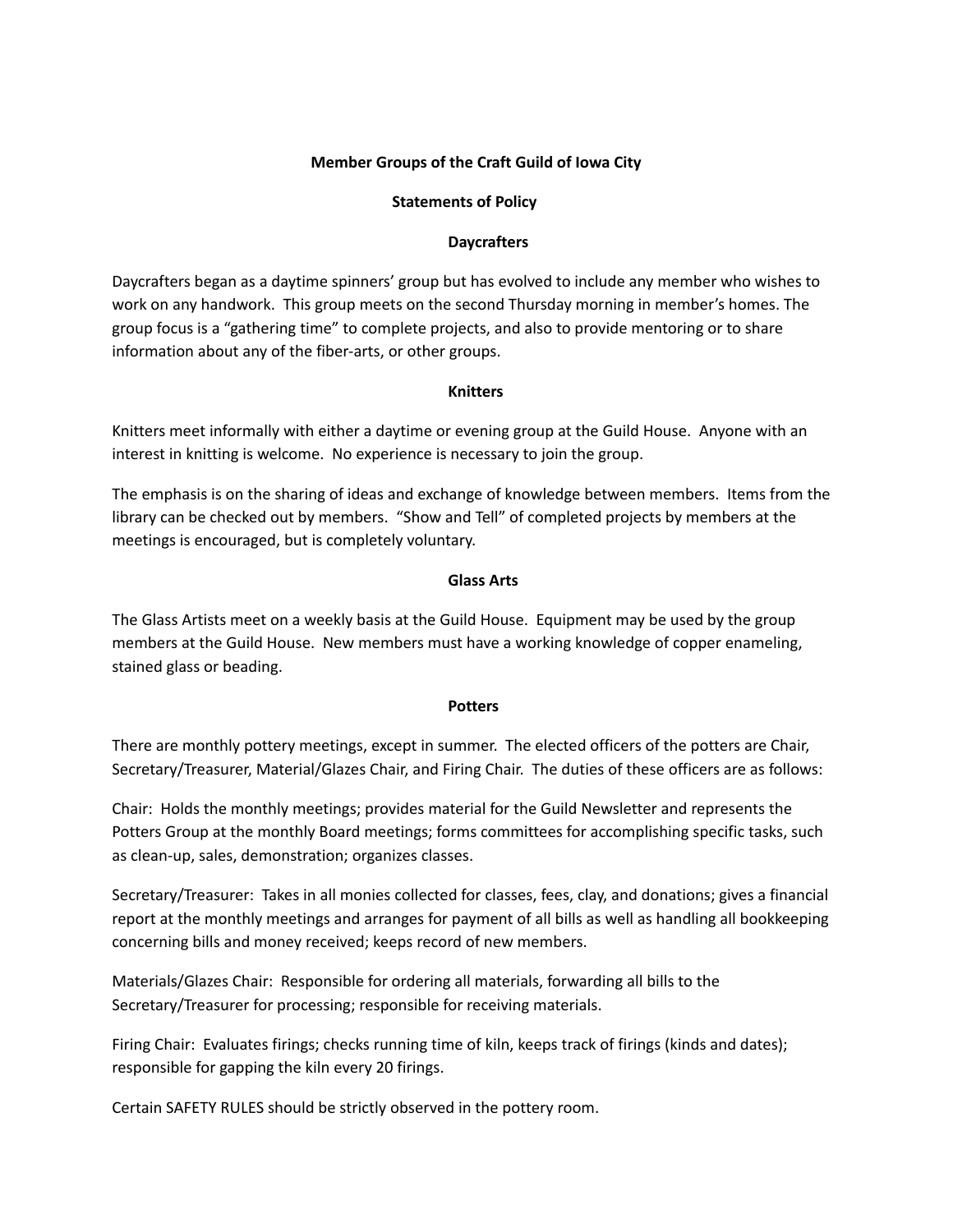**Member Groups of the Craft Guild of Iowa City**

**Statements of Policy**

**Daycrafters**

Daycrafters began as a daytime spinners' group but has evolved to include any member who wishes to work on any handwork. This group meets on the second Thursday morning in member's homes. The group focus is a "gathering time" to complete projects, and also to provide mentoring or to share information about any of the fiber-arts, or other groups.

**Knitters**

Knitters meet informally with either a daytime or evening group at the Guild House. Anyone with an interest in knitting is welcome. No experience is necessary to join the group.

The emphasis is on the sharing of ideas and exchange of knowledge between members. Items from the library can be checked out by members. "Show and Tell" of completed projects by members at the meetings is encouraged, but is completely voluntary.

**Glass Arts**

The Glass Artists meet on a weekly basis at the Guild House. Equipment may be used by the group members at the Guild House. New members must have a working knowledge of copper enameling, stained glass or beading.

**Potters**

There are monthly pottery meetings, except in summer. The elected officers of the potters are Chair, Secretary/Treasurer, Material/Glazes Chair, and Firing Chair. The duties of these officers are as follows:

Chair: Holds the monthly meetings; provides material for the Guild Newsletter and represents the Potters Group at the monthly Board meetings; forms committees for accomplishing specific tasks, such as clean-up, sales, demonstration; organizes classes.

Secretary/Treasurer: Takes in all monies collected for classes, fees, clay, and donations; gives a financial report at the monthly meetings and arranges for payment of all bills as well as handling all bookkeeping concerning bills and money received; keeps record of new members.

Materials/Glazes Chair: Responsible for ordering all materials, forwarding all bills to the Secretary/Treasurer for processing; responsible for receiving materials.

Firing Chair: Evaluates firings; checks running time of kiln, keeps track of firings (kinds and dates); responsible for gapping the kiln every 20 firings.

Certain SAFETY RULES should be strictly observed in the pottery room.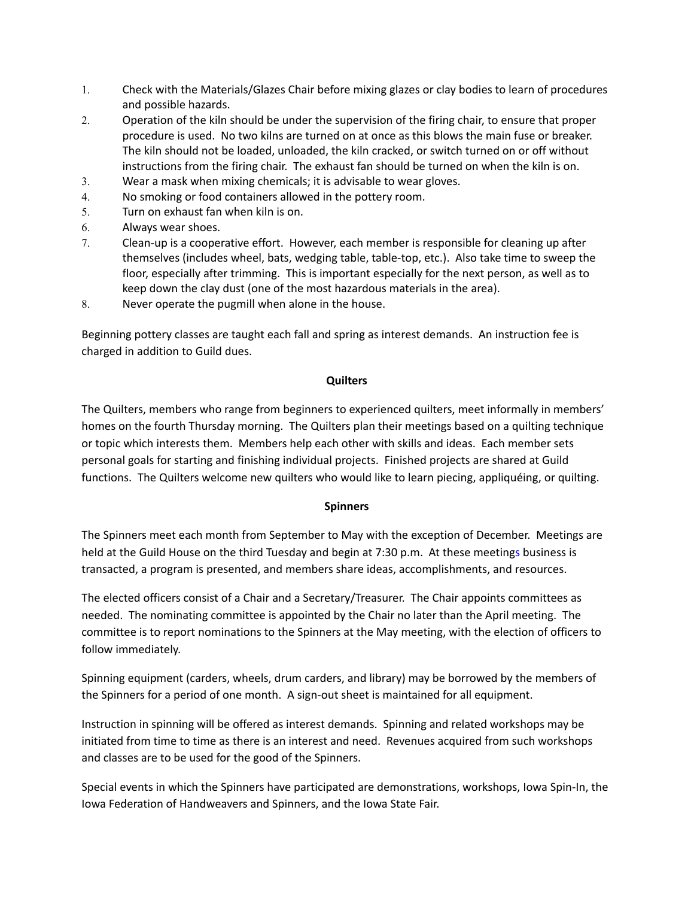1. Check with the Materials/Glazes Chair before mixing glazes or clay bodies to learn of procedures and possible hazards.
2. Operation of the kiln should be under the supervision of the firing chair, to ensure that proper procedure is used. No two kilns are turned on at once as this blows the main fuse or breaker. The kiln should not be loaded, unloaded, the kiln cracked, or switch turned on or off without instructions from the firing chair. The exhaust fan should be turned on when the kiln is on.
3. Wear a mask when mixing chemicals; it is advisable to wear gloves.
4. No smoking or food containers allowed in the pottery room.
5. Turn on exhaust fan when kiln is on.
6. Always wear shoes.
7. Clean-up is a cooperative effort. However, each member is responsible for cleaning up after themselves (includes wheel, bats, wedging table, table-top, etc.). Also take time to sweep the floor, especially after trimming. This is important especially for the next person, as well as to keep down the clay dust (one of the most hazardous materials in the area).
8. Never operate the pugmill when alone in the house.

Beginning pottery classes are taught each fall and spring as interest demands. An instruction fee is charged in addition to Guild dues.

**Quilters**

The Quilters, members who range from beginners to experienced quilters, meet informally in members' homes on the fourth Thursday morning. The Quilters plan their meetings based on a quilting technique or topic which interests them. Members help each other with skills and ideas. Each member sets personal goals for starting and finishing individual projects. Finished projects are shared at Guild functions. The Quilters welcome new quilters who would like to learn piecing, appliquéing, or quilting.

**Spinners**

The Spinners meet each month from September to May with the exception of December. Meetings are held at the Guild House on the third Tuesday and begin at 7:30 p.m. At these meetings business is transacted, a program is presented, and members share ideas, accomplishments, and resources.

The elected officers consist of a Chair and a Secretary/Treasurer. The Chair appoints committees as needed. The nominating committee is appointed by the Chair no later than the April meeting. The committee is to report nominations to the Spinners at the May meeting, with the election of officers to follow immediately.

Spinning equipment (carders, wheels, drum carders, and library) may be borrowed by the members of the Spinners for a period of one month. A sign-out sheet is maintained for all equipment.

Instruction in spinning will be offered as interest demands. Spinning and related workshops may be initiated from time to time as there is an interest and need. Revenues acquired from such workshops and classes are to be used for the good of the Spinners.

Special events in which the Spinners have participated are demonstrations, workshops, Iowa Spin-In, the Iowa Federation of Handweavers and Spinners, and the Iowa State Fair.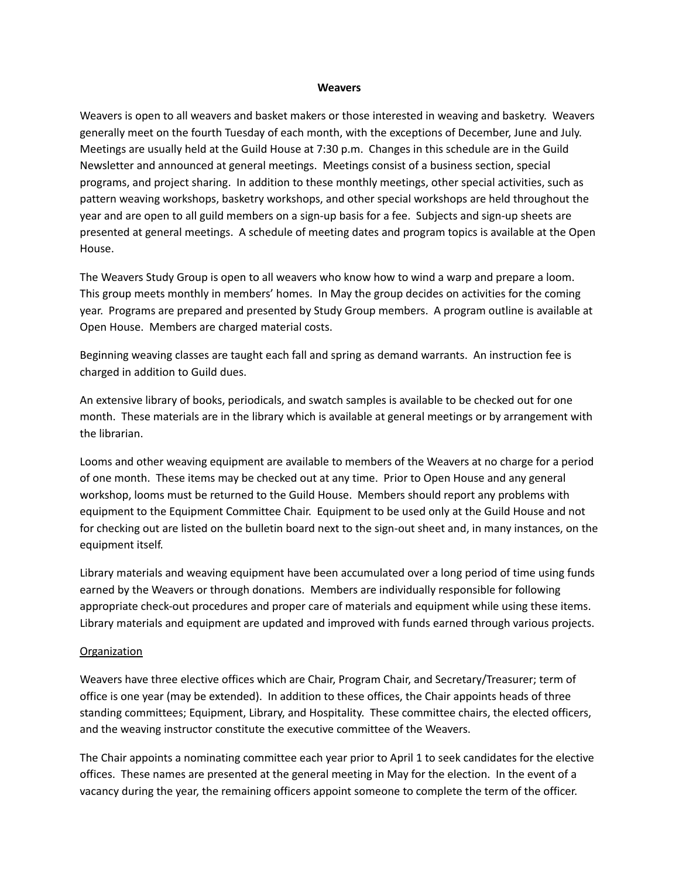**Weavers**

Weavers is open to all weavers and basket makers or those interested in weaving and basketry. Weavers generally meet on the fourth Tuesday of each month, with the exceptions of December, June and July. Meetings are usually held at the Guild House at 7:30 p.m. Changes in this schedule are in the Guild Newsletter and announced at general meetings. Meetings consist of a business section, special programs, and project sharing. In addition to these monthly meetings, other special activities, such as pattern weaving workshops, basketry workshops, and other special workshops are held throughout the year and are open to all guild members on a sign-up basis for a fee. Subjects and sign-up sheets are presented at general meetings. A schedule of meeting dates and program topics is available at the Open House.

The Weavers Study Group is open to all weavers who know how to wind a warp and prepare a loom. This group meets monthly in members' homes. In May the group decides on activities for the coming year. Programs are prepared and presented by Study Group members. A program outline is available at Open House. Members are charged material costs.

Beginning weaving classes are taught each fall and spring as demand warrants. An instruction fee is charged in addition to Guild dues.

An extensive library of books, periodicals, and swatch samples is available to be checked out for one month. These materials are in the library which is available at general meetings or by arrangement with the librarian.

Looms and other weaving equipment are available to members of the Weavers at no charge for a period of one month. These items may be checked out at any time. Prior to Open House and any general workshop, looms must be returned to the Guild House. Members should report any problems with equipment to the Equipment Committee Chair. Equipment to be used only at the Guild House and not for checking out are listed on the bulletin board next to the sign-out sheet and, in many instances, on the equipment itself.

Library materials and weaving equipment have been accumulated over a long period of time using funds earned by the Weavers or through donations. Members are individually responsible for following appropriate check-out procedures and proper care of materials and equipment while using these items. Library materials and equipment are updated and improved with funds earned through various projects.

<u>Organization</u>

Weavers have three elective offices which are Chair, Program Chair, and Secretary/Treasurer; term of office is one year (may be extended). In addition to these offices, the Chair appoints heads of three standing committees; Equipment, Library, and Hospitality. These committee chairs, the elected officers, and the weaving instructor constitute the executive committee of the Weavers.

The Chair appoints a nominating committee each year prior to April 1 to seek candidates for the elective offices. These names are presented at the general meeting in May for the election. In the event of a vacancy during the year, the remaining officers appoint someone to complete the term of the officer.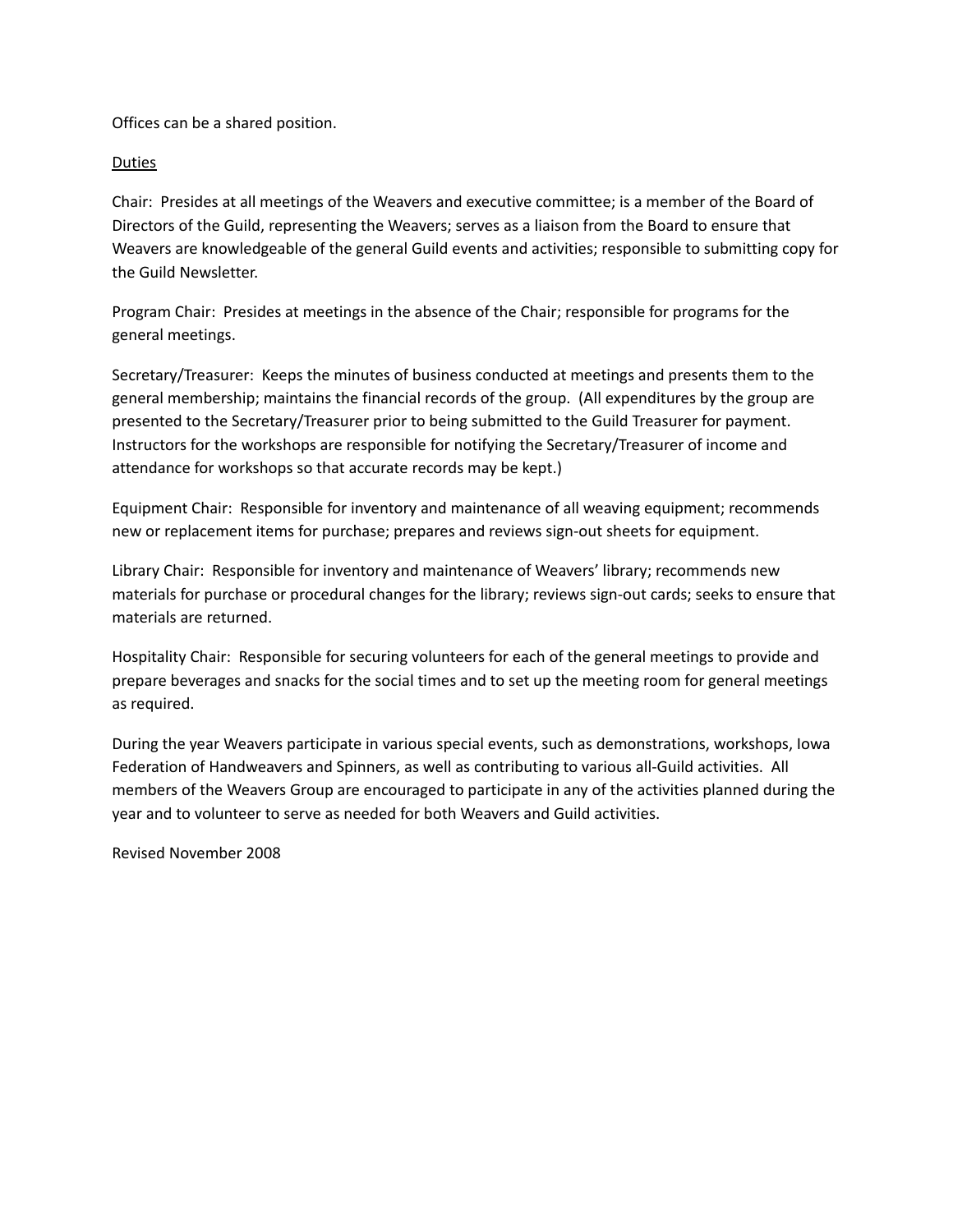Offices can be a shared position.

<u>Duties</u>

Chair: Presides at all meetings of the Weavers and executive committee; is a member of the Board of Directors of the Guild, representing the Weavers; serves as a liaison from the Board to ensure that Weavers are knowledgeable of the general Guild events and activities; responsible to submitting copy for the Guild Newsletter.

Program Chair: Presides at meetings in the absence of the Chair; responsible for programs for the general meetings.

Secretary/Treasurer: Keeps the minutes of business conducted at meetings and presents them to the general membership; maintains the financial records of the group. (All expenditures by the group are presented to the Secretary/Treasurer prior to being submitted to the Guild Treasurer for payment. Instructors for the workshops are responsible for notifying the Secretary/Treasurer of income and attendance for workshops so that accurate records may be kept.)

Equipment Chair: Responsible for inventory and maintenance of all weaving equipment; recommends new or replacement items for purchase; prepares and reviews sign-out sheets for equipment.

Library Chair: Responsible for inventory and maintenance of Weavers' library; recommends new materials for purchase or procedural changes for the library; reviews sign-out cards; seeks to ensure that materials are returned.

Hospitality Chair: Responsible for securing volunteers for each of the general meetings to provide and prepare beverages and snacks for the social times and to set up the meeting room for general meetings as required.

During the year Weavers participate in various special events, such as demonstrations, workshops, Iowa Federation of Handweavers and Spinners, as well as contributing to various all-Guild activities. All members of the Weavers Group are encouraged to participate in any of the activities planned during the year and to volunteer to serve as needed for both Weavers and Guild activities.

Revised November 2008